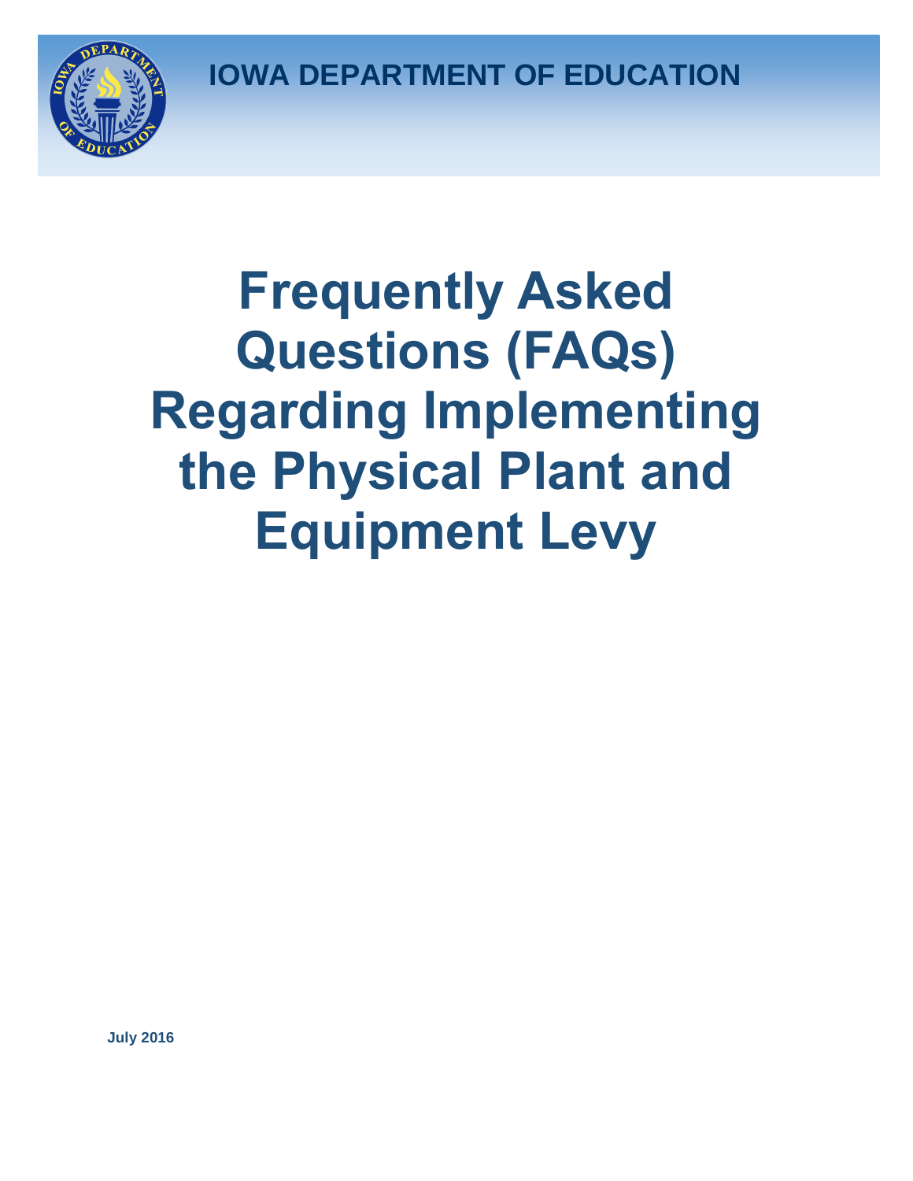IOWA DEPARTMENT OF EDUCATION

# Frequently Asked Questions (FAQs) Regarding Implementing the Physical Plant and Equipment Levy

**July 2016**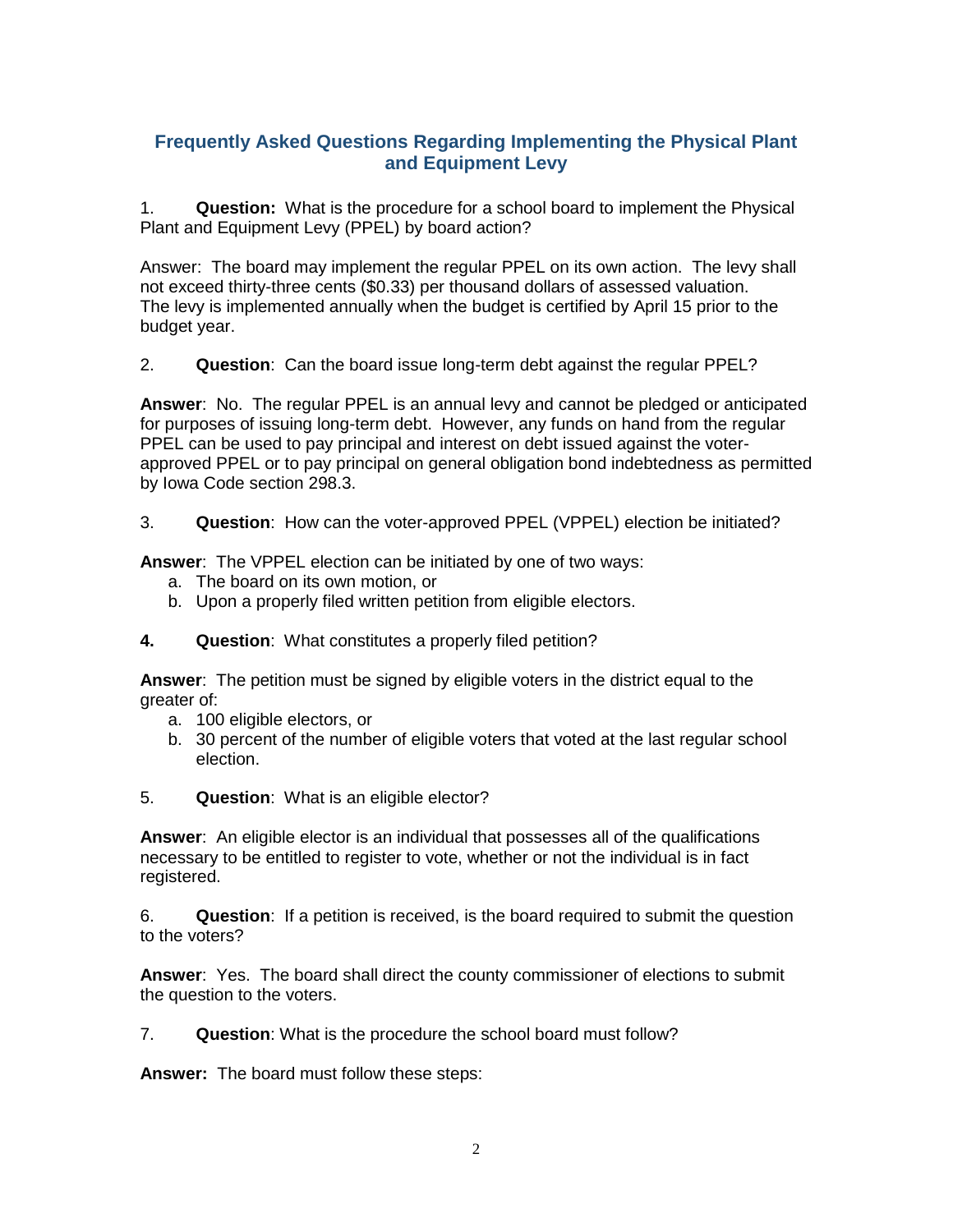## Frequently Asked Questions Regarding Implementing the Physical Plant and Equipment Levy

1. **Question:** What is the procedure for a school board to implement the Physical Plant and Equipment Levy (PPEL) by board action?

Answer: The board may implement the regular PPEL on its own action. The levy shall not exceed thirty-three cents ($0.33) per thousand dollars of assessed valuation. The levy is implemented annually when the budget is certified by April 15 prior to the budget year.

2. **Question**: Can the board issue long-term debt against the regular PPEL?

**Answer**: No. The regular PPEL is an annual levy and cannot be pledged or anticipated for purposes of issuing long-term debt. However, any funds on hand from the regular PPEL can be used to pay principal and interest on debt issued against the voter-approved PPEL or to pay principal on general obligation bond indebtedness as permitted by Iowa Code section 298.3.

3. **Question**: How can the voter-approved PPEL (VPPEL) election be initiated?

**Answer**: The VPPEL election can be initiated by one of two ways:

   a. The board on its own motion, or
   b. Upon a properly filed written petition from eligible electors.

**4.** **Question**: What constitutes a properly filed petition?

**Answer**: The petition must be signed by eligible voters in the district equal to the greater of:

   a. 100 eligible electors, or
   b. 30 percent of the number of eligible voters that voted at the last regular school election.

5. **Question**: What is an eligible elector?

**Answer**: An eligible elector is an individual that possesses all of the qualifications necessary to be entitled to register to vote, whether or not the individual is in fact registered.

6. **Question**: If a petition is received, is the board required to submit the question to the voters?

**Answer**: Yes. The board shall direct the county commissioner of elections to submit the question to the voters.

7. **Question**: What is the procedure the school board must follow?

**Answer:** The board must follow these steps: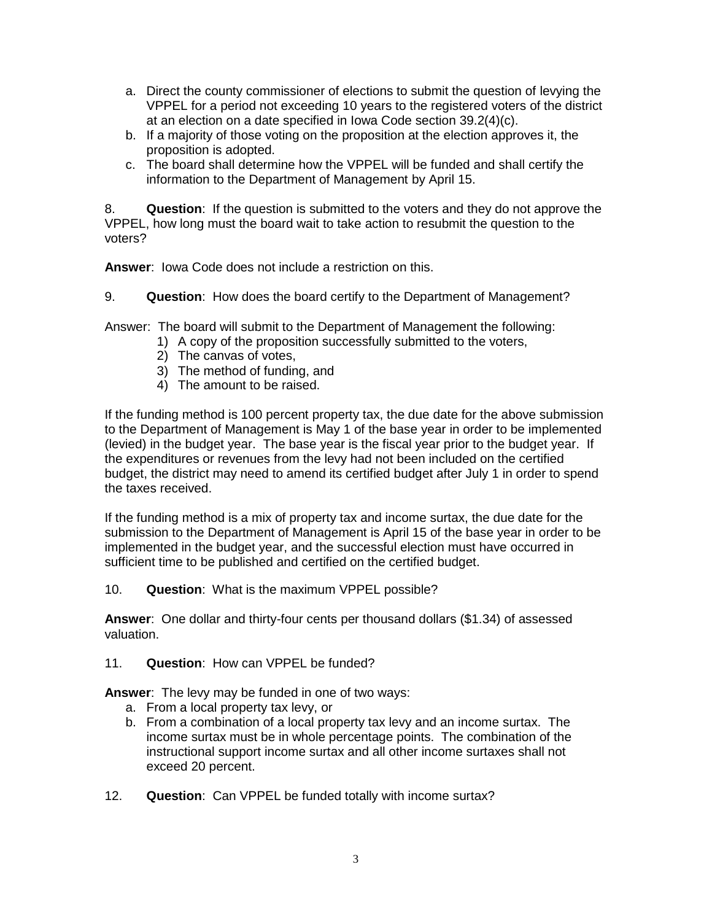a. Direct the county commissioner of elections to submit the question of levying the VPPEL for a period not exceeding 10 years to the registered voters of the district at an election on a date specified in Iowa Code section 39.2(4)(c).
b. If a majority of those voting on the proposition at the election approves it, the proposition is adopted.
c. The board shall determine how the VPPEL will be funded and shall certify the information to the Department of Management by April 15.

8. **Question**: If the question is submitted to the voters and they do not approve the VPPEL, how long must the board wait to take action to resubmit the question to the voters?

**Answer**: Iowa Code does not include a restriction on this.

9. **Question**: How does the board certify to the Department of Management?

Answer: The board will submit to the Department of Management the following:

1) A copy of the proposition successfully submitted to the voters,
2) The canvas of votes,
3) The method of funding, and
4) The amount to be raised.

If the funding method is 100 percent property tax, the due date for the above submission to the Department of Management is May 1 of the base year in order to be implemented (levied) in the budget year. The base year is the fiscal year prior to the budget year. If the expenditures or revenues from the levy had not been included on the certified budget, the district may need to amend its certified budget after July 1 in order to spend the taxes received.

If the funding method is a mix of property tax and income surtax, the due date for the submission to the Department of Management is April 15 of the base year in order to be implemented in the budget year, and the successful election must have occurred in sufficient time to be published and certified on the certified budget.

10. **Question**: What is the maximum VPPEL possible?

**Answer**: One dollar and thirty-four cents per thousand dollars ($1.34) of assessed valuation.

11. **Question**: How can VPPEL be funded?

**Answer**: The levy may be funded in one of two ways:

a. From a local property tax levy, or
b. From a combination of a local property tax levy and an income surtax. The income surtax must be in whole percentage points. The combination of the instructional support income surtax and all other income surtaxes shall not exceed 20 percent.

12. **Question**: Can VPPEL be funded totally with income surtax?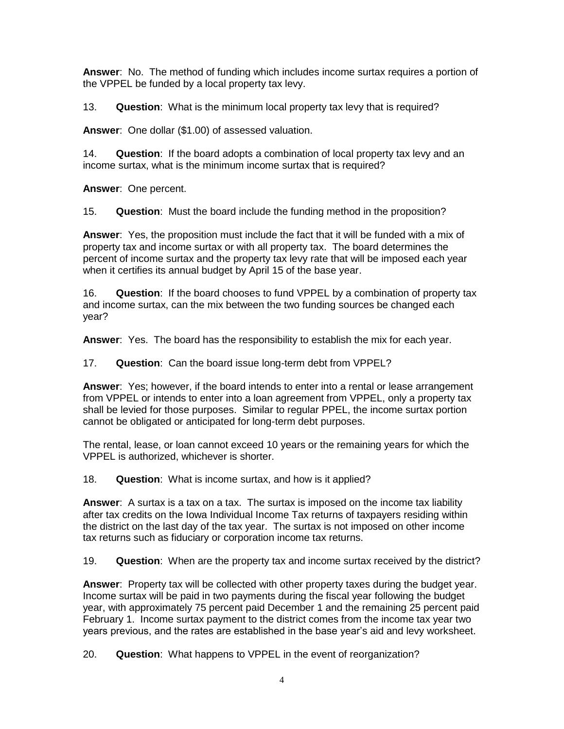**Answer**: No. The method of funding which includes income surtax requires a portion of the VPPEL be funded by a local property tax levy.

13. **Question**: What is the minimum local property tax levy that is required?

**Answer**: One dollar ($1.00) of assessed valuation.

14. **Question**: If the board adopts a combination of local property tax levy and an income surtax, what is the minimum income surtax that is required?

**Answer**: One percent.

15. **Question**: Must the board include the funding method in the proposition?

**Answer**: Yes, the proposition must include the fact that it will be funded with a mix of property tax and income surtax or with all property tax. The board determines the percent of income surtax and the property tax levy rate that will be imposed each year when it certifies its annual budget by April 15 of the base year.

16. **Question**: If the board chooses to fund VPPEL by a combination of property tax and income surtax, can the mix between the two funding sources be changed each year?

**Answer**: Yes. The board has the responsibility to establish the mix for each year.

17. **Question**: Can the board issue long-term debt from VPPEL?

**Answer**: Yes; however, if the board intends to enter into a rental or lease arrangement from VPPEL or intends to enter into a loan agreement from VPPEL, only a property tax shall be levied for those purposes. Similar to regular PPEL, the income surtax portion cannot be obligated or anticipated for long-term debt purposes.

The rental, lease, or loan cannot exceed 10 years or the remaining years for which the VPPEL is authorized, whichever is shorter.

18. **Question**: What is income surtax, and how is it applied?

**Answer**: A surtax is a tax on a tax. The surtax is imposed on the income tax liability after tax credits on the Iowa Individual Income Tax returns of taxpayers residing within the district on the last day of the tax year. The surtax is not imposed on other income tax returns such as fiduciary or corporation income tax returns.

19. **Question**: When are the property tax and income surtax received by the district?

**Answer**: Property tax will be collected with other property taxes during the budget year. Income surtax will be paid in two payments during the fiscal year following the budget year, with approximately 75 percent paid December 1 and the remaining 25 percent paid February 1. Income surtax payment to the district comes from the income tax year two years previous, and the rates are established in the base year's aid and levy worksheet.

20. **Question**: What happens to VPPEL in the event of reorganization?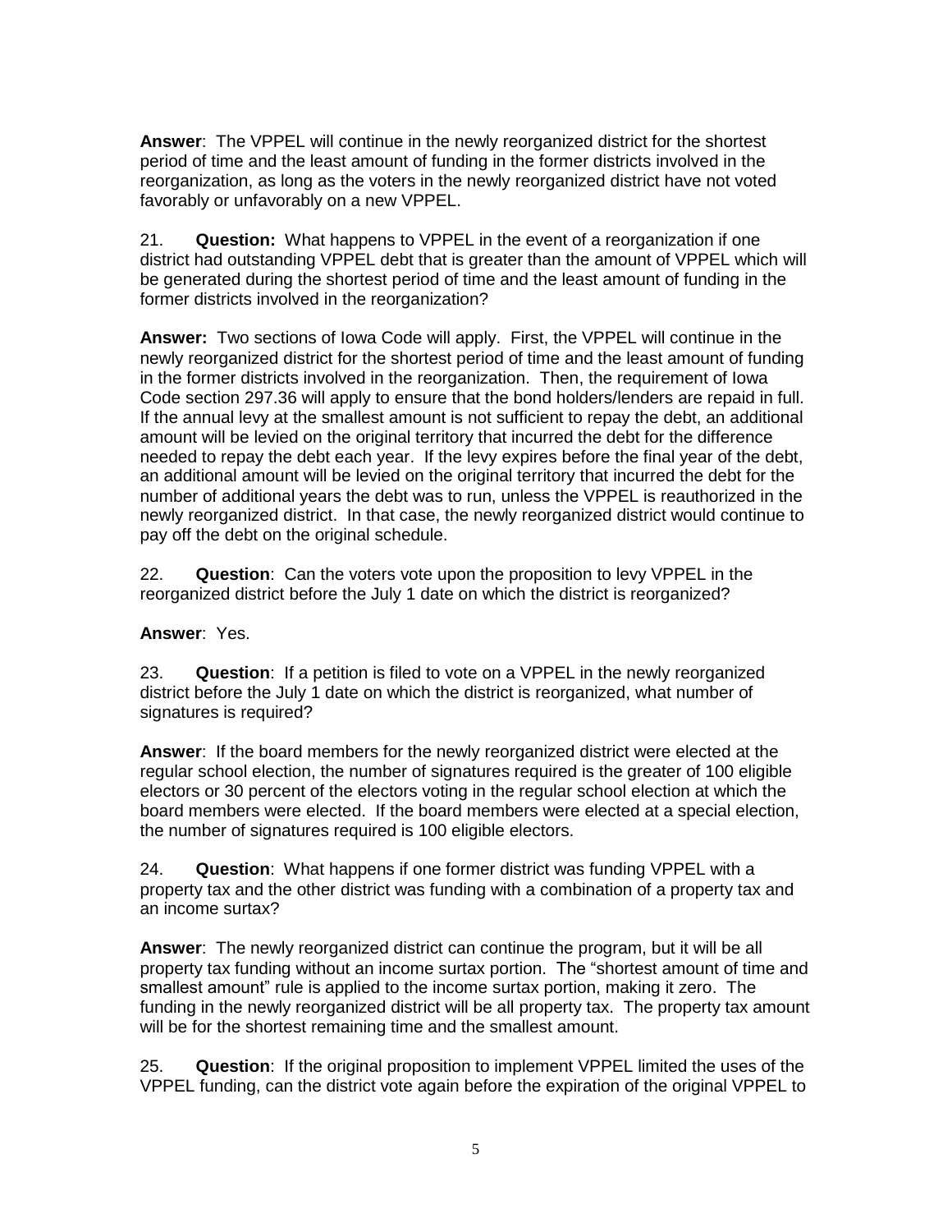**Answer**: The VPPEL will continue in the newly reorganized district for the shortest period of time and the least amount of funding in the former districts involved in the reorganization, as long as the voters in the newly reorganized district have not voted favorably or unfavorably on a new VPPEL.

21. **Question:** What happens to VPPEL in the event of a reorganization if one district had outstanding VPPEL debt that is greater than the amount of VPPEL which will be generated during the shortest period of time and the least amount of funding in the former districts involved in the reorganization?

**Answer:** Two sections of Iowa Code will apply. First, the VPPEL will continue in the newly reorganized district for the shortest period of time and the least amount of funding in the former districts involved in the reorganization. Then, the requirement of Iowa Code section 297.36 will apply to ensure that the bond holders/lenders are repaid in full. If the annual levy at the smallest amount is not sufficient to repay the debt, an additional amount will be levied on the original territory that incurred the debt for the difference needed to repay the debt each year. If the levy expires before the final year of the debt, an additional amount will be levied on the original territory that incurred the debt for the number of additional years the debt was to run, unless the VPPEL is reauthorized in the newly reorganized district. In that case, the newly reorganized district would continue to pay off the debt on the original schedule.

22. **Question**: Can the voters vote upon the proposition to levy VPPEL in the reorganized district before the July 1 date on which the district is reorganized?

**Answer**: Yes.

23. **Question**: If a petition is filed to vote on a VPPEL in the newly reorganized district before the July 1 date on which the district is reorganized, what number of signatures is required?

**Answer**: If the board members for the newly reorganized district were elected at the regular school election, the number of signatures required is the greater of 100 eligible electors or 30 percent of the electors voting in the regular school election at which the board members were elected. If the board members were elected at a special election, the number of signatures required is 100 eligible electors.

24. **Question**: What happens if one former district was funding VPPEL with a property tax and the other district was funding with a combination of a property tax and an income surtax?

**Answer**: The newly reorganized district can continue the program, but it will be all property tax funding without an income surtax portion. The "shortest amount of time and smallest amount" rule is applied to the income surtax portion, making it zero. The funding in the newly reorganized district will be all property tax. The property tax amount will be for the shortest remaining time and the smallest amount.

25. **Question**: If the original proposition to implement VPPEL limited the uses of the VPPEL funding, can the district vote again before the expiration of the original VPPEL to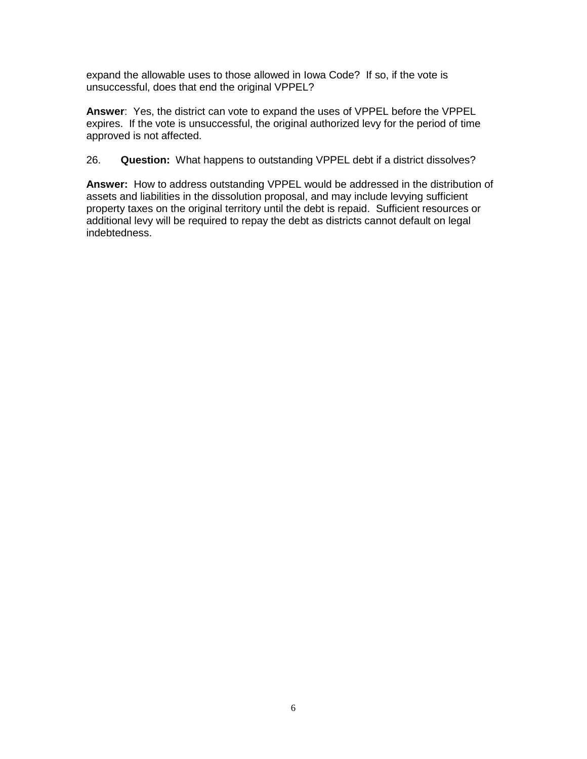expand the allowable uses to those allowed in Iowa Code? If so, if the vote is unsuccessful, does that end the original VPPEL?

**Answer**: Yes, the district can vote to expand the uses of VPPEL before the VPPEL expires. If the vote is unsuccessful, the original authorized levy for the period of time approved is not affected.

26. **Question:** What happens to outstanding VPPEL debt if a district dissolves?

**Answer:** How to address outstanding VPPEL would be addressed in the distribution of assets and liabilities in the dissolution proposal, and may include levying sufficient property taxes on the original territory until the debt is repaid. Sufficient resources or additional levy will be required to repay the debt as districts cannot default on legal indebtedness.